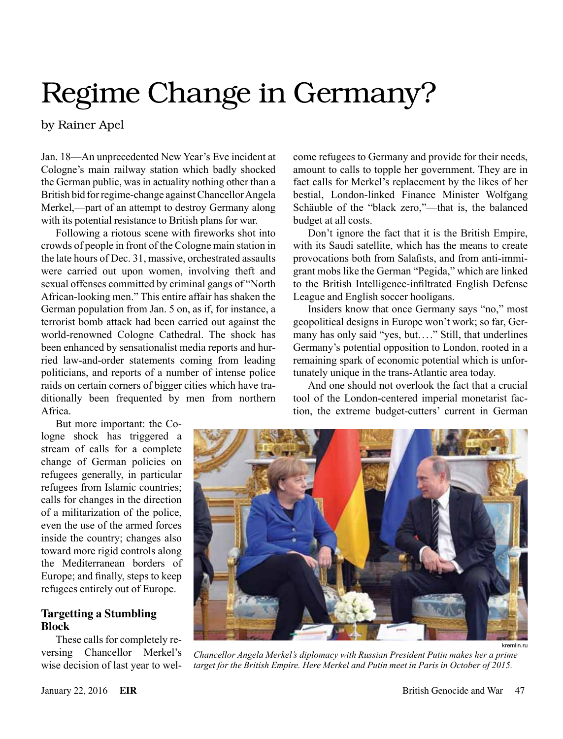# Regime Change in Germany?

by Rainer Apel

Jan. 18—An unprecedented New Year's Eve incident at Cologne's main railway station which badly shocked the German public, was in actuality nothing other than a British bid for regime-change against Chancellor Angela Merkel,—part of an attempt to destroy Germany along with its potential resistance to British plans for war.

Following a riotous scene with fireworks shot into crowds of people in front of the Cologne main station in the late hours of Dec. 31, massive, orchestrated assaults were carried out upon women, involving theft and sexual offenses committed by criminal gangs of "North African-looking men." This entire affair has shaken the German population from Jan. 5 on, as if, for instance, a terrorist bomb attack had been carried out against the world-renowned Cologne Cathedral. The shock has been enhanced by sensationalist media reports and hurried law-and-order statements coming from leading politicians, and reports of a number of intense police raids on certain corners of bigger cities which have traditionally been frequented by men from northern Africa.

But more important: the Cologne shock has triggered a stream of calls for a complete change of German policies on refugees generally, in particular refugees from Islamic countries; calls for changes in the direction of a militarization of the police, even the use of the armed forces inside the country; changes also toward more rigid controls along the Mediterranean borders of Europe; and finally, steps to keep refugees entirely out of Europe.

### Targetting a Stumbling Block

These calls for completely reversing Chancellor Merkel's wise decision of last year to welcome refugees to Germany and provide for their needs, amount to calls to topple her government. They are in fact calls for Merkel's replacement by the likes of her bestial, London-linked Finance Minister Wolfgang Schäuble of the "black zero,"—that is, the balanced budget at all costs.

Don't ignore the fact that it is the British Empire, with its Saudi satellite, which has the means to create provocations both from Salafists, and from anti-immigrant mobs like the German "Pegida," which are linked to the British Intelligence-infiltrated English Defense League and English soccer hooligans.

Insiders know that once Germany says "no," most geopolitical designs in Europe won't work; so far, Germany has only said "yes, but. . . ." Still, that underlines Germany's potential opposition to London, rooted in a remaining spark of economic potential which is unfortunately unique in the trans-Atlantic area today.

And one should not overlook the fact that a crucial tool of the London-centered imperial monetarist faction, the extreme budget-cutters' current in German

kremlin.ru

*Chancellor Angela Merkel's diplomacy with Russian President Putin makes her a prime target for the British Empire. Here Merkel and Putin meet in Paris in October of 2015.*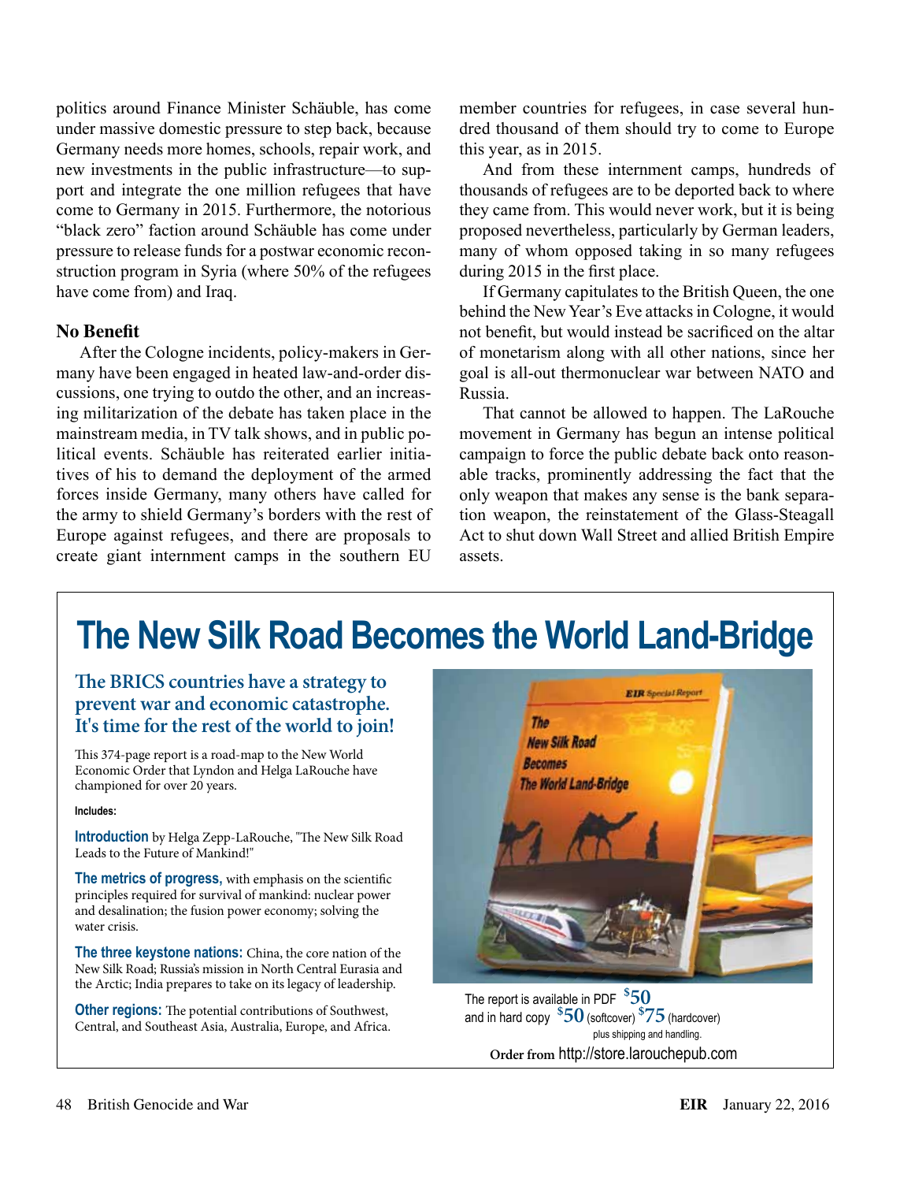politics around Finance Minister Schäuble, has come under massive domestic pressure to step back, because Germany needs more homes, schools, repair work, and new investments in the public infrastructure—to support and integrate the one million refugees that have come to Germany in 2015. Furthermore, the notorious "black zero" faction around Schäuble has come under pressure to release funds for a postwar economic reconstruction program in Syria (where 50% of the refugees have come from) and Iraq.

### No Benefit

After the Cologne incidents, policy-makers in Germany have been engaged in heated law-and-order discussions, one trying to outdo the other, and an increasing militarization of the debate has taken place in the mainstream media, in TV talk shows, and in public political events. Schäuble has reiterated earlier initiatives of his to demand the deployment of the armed forces inside Germany, many others have called for the army to shield Germany's borders with the rest of Europe against refugees, and there are proposals to create giant internment camps in the southern EU member countries for refugees, in case several hundred thousand of them should try to come to Europe this year, as in 2015.

And from these internment camps, hundreds of thousands of refugees are to be deported back to where they came from. This would never work, but it is being proposed nevertheless, particularly by German leaders, many of whom opposed taking in so many refugees during 2015 in the first place.

If Germany capitulates to the British Queen, the one behind the New Year's Eve attacks in Cologne, it would not benefit, but would instead be sacrificed on the altar of monetarism along with all other nations, since her goal is all-out thermonuclear war between NATO and Russia.

That cannot be allowed to happen. The LaRouche movement in Germany has begun an intense political campaign to force the public debate back onto reasonable tracks, prominently addressing the fact that the only weapon that makes any sense is the bank separation weapon, the reinstatement of the Glass-Steagall Act to shut down Wall Street and allied British Empire assets.

---

# The New Silk Road Becomes the World Land-Bridge

**The BRICS countries have a strategy to prevent war and economic catastrophe. It's time for the rest of the world to join!**

This 374-page report is a road-map to the New World Economic Order that Lyndon and Helga LaRouche have championed for over 20 years.

**Includes:**

**Introduction** by Helga Zepp-LaRouche, "The New Silk Road Leads to the Future of Mankind!"

**The metrics of progress,** with emphasis on the scientific principles required for survival of mankind: nuclear power and desalination; the fusion power economy; solving the water crisis.

**The three keystone nations:** China, the core nation of the New Silk Road; Russia's mission in North Central Eurasia and the Arctic; India prepares to take on its legacy of leadership.

**Other regions:** The potential contributions of Southwest, Central, and Southeast Asia, Australia, Europe, and Africa.

The report is available in PDF $50
and in hard copy $50 (softcover) $75 (hardcover)
plus shipping and handling.

**Order from** http://store.larouchepub.com